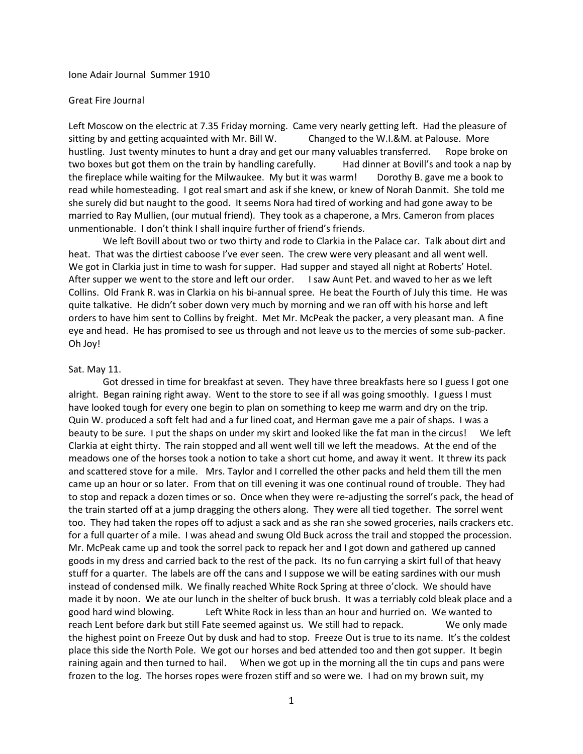Ione Adair Journal Summer 1910

Great Fire Journal

Left Moscow on the electric at 7.35 Friday morning. Came very nearly getting left. Had the pleasure of sitting by and getting acquainted with Mr. Bill W. Changed to the W.I.&M. at Palouse. More hustling. Just twenty minutes to hunt a dray and get our many valuables transferred. Rope broke on two boxes but got them on the train by handling carefully. Had dinner at Bovill's and took a nap by the fireplace while waiting for the Milwaukee. My but it was warm! Dorothy B. gave me a book to read while homesteading. I got real smart and ask if she knew, or knew of Norah Danmit. She told me she surely did but naught to the good. It seems Nora had tired of working and had gone away to be married to Ray Mullien, (our mutual friend). They took as a chaperone, a Mrs. Cameron from places unmentionable. I don't think I shall inquire further of friend's friends.

We left Bovill about two or two thirty and rode to Clarkia in the Palace car. Talk about dirt and heat. That was the dirtiest caboose I've ever seen. The crew were very pleasant and all went well. We got in Clarkia just in time to wash for supper. Had supper and stayed all night at Roberts' Hotel. After supper we went to the store and left our order. I saw Aunt Pet. and waved to her as we left Collins. Old Frank R. was in Clarkia on his bi-annual spree. He beat the Fourth of July this time. He was quite talkative. He didn't sober down very much by morning and we ran off with his horse and left orders to have him sent to Collins by freight. Met Mr. McPeak the packer, a very pleasant man. A fine eye and head. He has promised to see us through and not leave us to the mercies of some sub-packer. Oh Joy!

Sat. May 11.

Got dressed in time for breakfast at seven. They have three breakfasts here so I guess I got one alright. Began raining right away. Went to the store to see if all was going smoothly. I guess I must have looked tough for every one begin to plan on something to keep me warm and dry on the trip. Quin W. produced a soft felt had and a fur lined coat, and Herman gave me a pair of shaps. I was a beauty to be sure. I put the shaps on under my skirt and looked like the fat man in the circus! We left Clarkia at eight thirty. The rain stopped and all went well till we left the meadows. At the end of the meadows one of the horses took a notion to take a short cut home, and away it went. It threw its pack and scattered stove for a mile. Mrs. Taylor and I correlled the other packs and held them till the men came up an hour or so later. From that on till evening it was one continual round of trouble. They had to stop and repack a dozen times or so. Once when they were re-adjusting the sorrel's pack, the head of the train started off at a jump dragging the others along. They were all tied together. The sorrel went too. They had taken the ropes off to adjust a sack and as she ran she sowed groceries, nails crackers etc. for a full quarter of a mile. I was ahead and swung Old Buck across the trail and stopped the procession. Mr. McPeak came up and took the sorrel pack to repack her and I got down and gathered up canned goods in my dress and carried back to the rest of the pack. Its no fun carrying a skirt full of that heavy stuff for a quarter. The labels are off the cans and I suppose we will be eating sardines with our mush instead of condensed milk. We finally reached White Rock Spring at three o'clock. We should have made it by noon. We ate our lunch in the shelter of buck brush. It was a terriably cold bleak place and a good hard wind blowing. Left White Rock in less than an hour and hurried on. We wanted to reach Lent before dark but still Fate seemed against us. We still had to repack. We only made the highest point on Freeze Out by dusk and had to stop. Freeze Out is true to its name. It's the coldest place this side the North Pole. We got our horses and bed attended too and then got supper. It begin raining again and then turned to hail. When we got up in the morning all the tin cups and pans were frozen to the log. The horses ropes were frozen stiff and so were we. I had on my brown suit, my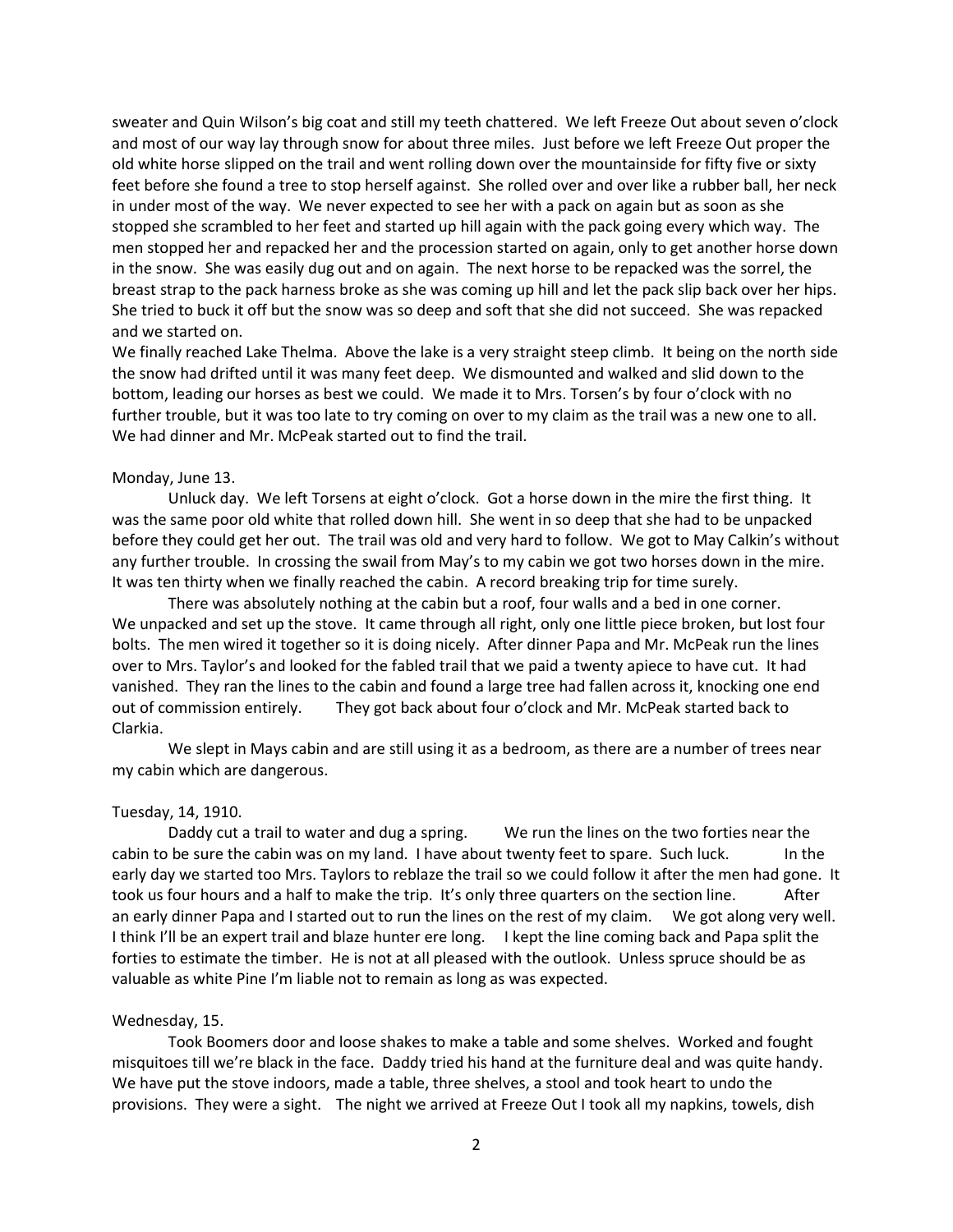sweater and Quin Wilson's big coat and still my teeth chattered. We left Freeze Out about seven o'clock and most of our way lay through snow for about three miles. Just before we left Freeze Out proper the old white horse slipped on the trail and went rolling down over the mountainside for fifty five or sixty feet before she found a tree to stop herself against. She rolled over and over like a rubber ball, her neck in under most of the way. We never expected to see her with a pack on again but as soon as she stopped she scrambled to her feet and started up hill again with the pack going every which way. The men stopped her and repacked her and the procession started on again, only to get another horse down in the snow. She was easily dug out and on again. The next horse to be repacked was the sorrel, the breast strap to the pack harness broke as she was coming up hill and let the pack slip back over her hips. She tried to buck it off but the snow was so deep and soft that she did not succeed. She was repacked and we started on.

We finally reached Lake Thelma. Above the lake is a very straight steep climb. It being on the north side the snow had drifted until it was many feet deep. We dismounted and walked and slid down to the bottom, leading our horses as best we could. We made it to Mrs. Torsen's by four o'clock with no further trouble, but it was too late to try coming on over to my claim as the trail was a new one to all. We had dinner and Mr. McPeak started out to find the trail.

Monday, June 13.

Unluck day. We left Torsens at eight o'clock. Got a horse down in the mire the first thing. It was the same poor old white that rolled down hill. She went in so deep that she had to be unpacked before they could get her out. The trail was old and very hard to follow. We got to May Calkin's without any further trouble. In crossing the swail from May's to my cabin we got two horses down in the mire. It was ten thirty when we finally reached the cabin. A record breaking trip for time surely.

There was absolutely nothing at the cabin but a roof, four walls and a bed in one corner. We unpacked and set up the stove. It came through all right, only one little piece broken, but lost four bolts. The men wired it together so it is doing nicely. After dinner Papa and Mr. McPeak run the lines over to Mrs. Taylor's and looked for the fabled trail that we paid a twenty apiece to have cut. It had vanished. They ran the lines to the cabin and found a large tree had fallen across it, knocking one end out of commission entirely. They got back about four o'clock and Mr. McPeak started back to Clarkia.

We slept in Mays cabin and are still using it as a bedroom, as there are a number of trees near my cabin which are dangerous.

Tuesday, 14, 1910.

Daddy cut a trail to water and dug a spring. We run the lines on the two forties near the cabin to be sure the cabin was on my land. I have about twenty feet to spare. Such luck. In the early day we started too Mrs. Taylors to reblaze the trail so we could follow it after the men had gone. It took us four hours and a half to make the trip. It's only three quarters on the section line. After an early dinner Papa and I started out to run the lines on the rest of my claim. We got along very well. I think I'll be an expert trail and blaze hunter ere long. I kept the line coming back and Papa split the forties to estimate the timber. He is not at all pleased with the outlook. Unless spruce should be as valuable as white Pine I'm liable not to remain as long as was expected.

Wednesday, 15.

Took Boomers door and loose shakes to make a table and some shelves. Worked and fought misquitoes till we're black in the face. Daddy tried his hand at the furniture deal and was quite handy. We have put the stove indoors, made a table, three shelves, a stool and took heart to undo the provisions. They were a sight. The night we arrived at Freeze Out I took all my napkins, towels, dish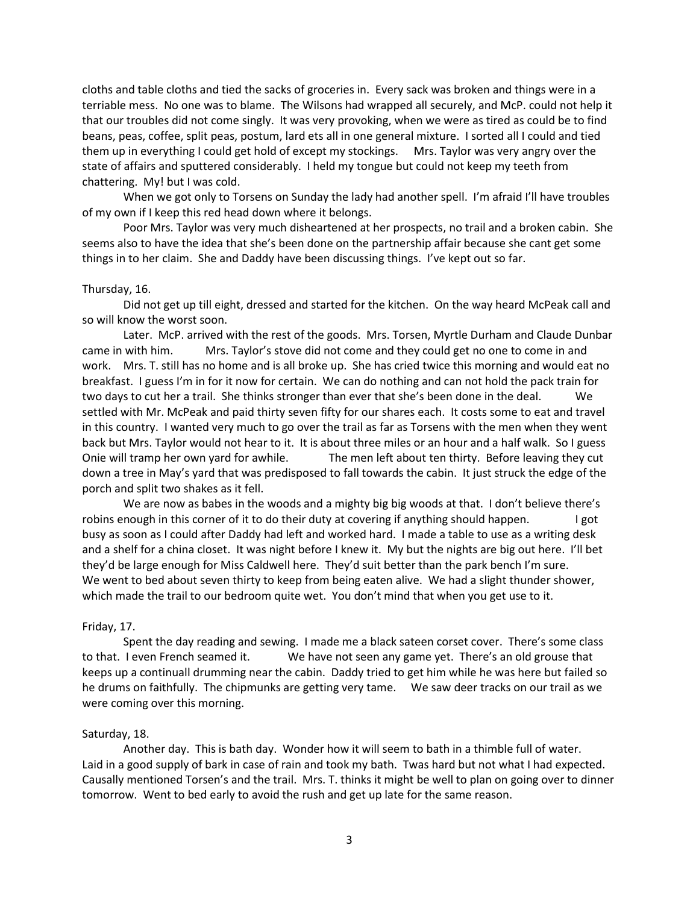cloths and table cloths and tied the sacks of groceries in. Every sack was broken and things were in a terrible mess. No one was to blame. The Wilsons had wrapped all securely, and McP. could not help it that our troubles did not come singly. It was very provoking, when we were as tired as could be to find beans, peas, coffee, split peas, postum, lard ets all in one general mixture. I sorted all I could and tied them up in everything I could get hold of except my stockings. Mrs. Taylor was very angry over the state of affairs and sputtered considerably. I held my tongue but could not keep my teeth from chattering. My! but I was cold.

When we got only to Torsens on Sunday the lady had another spell. I'm afraid I'll have troubles of my own if I keep this red head down where it belongs.

Poor Mrs. Taylor was very much disheartened at her prospects, no trail and a broken cabin. She seems also to have the idea that she's been done on the partnership affair because she cant get some things in to her claim. She and Daddy have been discussing things. I've kept out so far.

Thursday, 16.

Did not get up till eight, dressed and started for the kitchen. On the way heard McPeak call and so will know the worst soon.

Later. McP. arrived with the rest of the goods. Mrs. Torsen, Myrtle Durham and Claude Dunbar came in with him. Mrs. Taylor's stove did not come and they could get no one to come in and work. Mrs. T. still has no home and is all broke up. She has cried twice this morning and would eat no breakfast. I guess I'm in for it now for certain. We can do nothing and can not hold the pack train for two days to cut her a trail. She thinks stronger than ever that she's been done in the deal. We settled with Mr. McPeak and paid thirty seven fifty for our shares each. It costs some to eat and travel in this country. I wanted very much to go over the trail as far as Torsens with the men when they went back but Mrs. Taylor would not hear to it. It is about three miles or an hour and a half walk. So I guess Onie will tramp her own yard for awhile. The men left about ten thirty. Before leaving they cut down a tree in May's yard that was predisposed to fall towards the cabin. It just struck the edge of the porch and split two shakes as it fell.

We are now as babes in the woods and a mighty big big woods at that. I don't believe there's robins enough in this corner of it to do their duty at covering if anything should happen. I got busy as soon as I could after Daddy had left and worked hard. I made a table to use as a writing desk and a shelf for a china closet. It was night before I knew it. My but the nights are big out here. I'll bet they'd be large enough for Miss Caldwell here. They'd suit better than the park bench I'm sure. We went to bed about seven thirty to keep from being eaten alive. We had a slight thunder shower, which made the trail to our bedroom quite wet. You don't mind that when you get use to it.

Friday, 17.

Spent the day reading and sewing. I made me a black sateen corset cover. There's some class to that. I even French seamed it. We have not seen any game yet. There's an old grouse that keeps up a continuall drumming near the cabin. Daddy tried to get him while he was here but failed so he drums on faithfully. The chipmunks are getting very tame. We saw deer tracks on our trail as we were coming over this morning.

Saturday, 18.

Another day. This is bath day. Wonder how it will seem to bath in a thimble full of water. Laid in a good supply of bark in case of rain and took my bath. Twas hard but not what I had expected. Causally mentioned Torsen's and the trail. Mrs. T. thinks it might be well to plan on going over to dinner tomorrow. Went to bed early to avoid the rush and get up late for the same reason.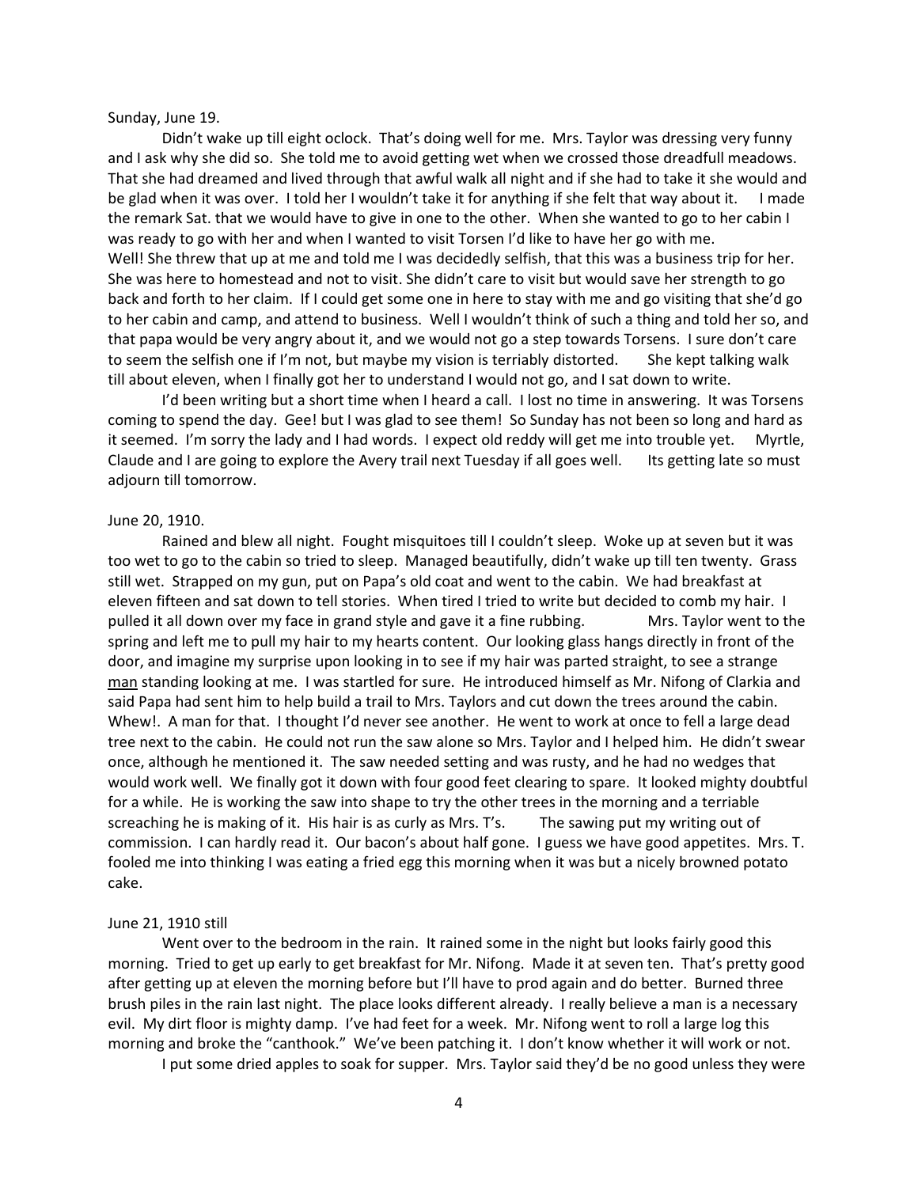Sunday, June 19.

Didn't wake up till eight oclock. That's doing well for me. Mrs. Taylor was dressing very funny and I ask why she did so. She told me to avoid getting wet when we crossed those dreadfull meadows. That she had dreamed and lived through that awful walk all night and if she had to take it she would and be glad when it was over. I told her I wouldn't take it for anything if she felt that way about it. I made the remark Sat. that we would have to give in one to the other. When she wanted to go to her cabin I was ready to go with her and when I wanted to visit Torsen I'd like to have her go with me. Well! She threw that up at me and told me I was decidedly selfish, that this was a business trip for her. She was here to homestead and not to visit. She didn't care to visit but would save her strength to go back and forth to her claim. If I could get some one in here to stay with me and go visiting that she'd go to her cabin and camp, and attend to business. Well I wouldn't think of such a thing and told her so, and that papa would be very angry about it, and we would not go a step towards Torsens. I sure don't care to seem the selfish one if I'm not, but maybe my vision is terribly distorted. She kept talking walk till about eleven, when I finally got her to understand I would not go, and I sat down to write.

I'd been writing but a short time when I heard a call. I lost no time in answering. It was Torsens coming to spend the day. Gee! but I was glad to see them! So Sunday has not been so long and hard as it seemed. I'm sorry the lady and I had words. I expect old reddy will get me into trouble yet. Myrtle, Claude and I are going to explore the Avery trail next Tuesday if all goes well. Its getting late so must adjourn till tomorrow.

June 20, 1910.

Rained and blew all night. Fought misquitoes till I couldn't sleep. Woke up at seven but it was too wet to go to the cabin so tried to sleep. Managed beautifully, didn't wake up till ten twenty. Grass still wet. Strapped on my gun, put on Papa's old coat and went to the cabin. We had breakfast at eleven fifteen and sat down to tell stories. When tired I tried to write but decided to comb my hair. I pulled it all down over my face in grand style and gave it a fine rubbing. Mrs. Taylor went to the spring and left me to pull my hair to my hearts content. Our looking glass hangs directly in front of the door, and imagine my surprise upon looking in to see if my hair was parted straight, to see a strange <u>man</u> standing looking at me. I was startled for sure. He introduced himself as Mr. Nifong of Clarkia and said Papa had sent him to help build a trail to Mrs. Taylors and cut down the trees around the cabin. Whew!. A man for that. I thought I'd never see another. He went to work at once to fell a large dead tree next to the cabin. He could not run the saw alone so Mrs. Taylor and I helped him. He didn't swear once, although he mentioned it. The saw needed setting and was rusty, and he had no wedges that would work well. We finally got it down with four good feet clearing to spare. It looked mighty doubtful for a while. He is working the saw into shape to try the other trees in the morning and a terriable screaching he is making of it. His hair is as curly as Mrs. T's. The sawing put my writing out of commission. I can hardly read it. Our bacon's about half gone. I guess we have good appetites. Mrs. T. fooled me into thinking I was eating a fried egg this morning when it was but a nicely browned potato cake.

June 21, 1910 still

Went over to the bedroom in the rain. It rained some in the night but looks fairly good this morning. Tried to get up early to get breakfast for Mr. Nifong. Made it at seven ten. That's pretty good after getting up at eleven the morning before but I'll have to prod again and do better. Burned three brush piles in the rain last night. The place looks different already. I really believe a man is a necessary evil. My dirt floor is mighty damp. I've had feet for a week. Mr. Nifong went to roll a large log this morning and broke the "canthook." We've been patching it. I don't know whether it will work or not.

I put some dried apples to soak for supper. Mrs. Taylor said they'd be no good unless they were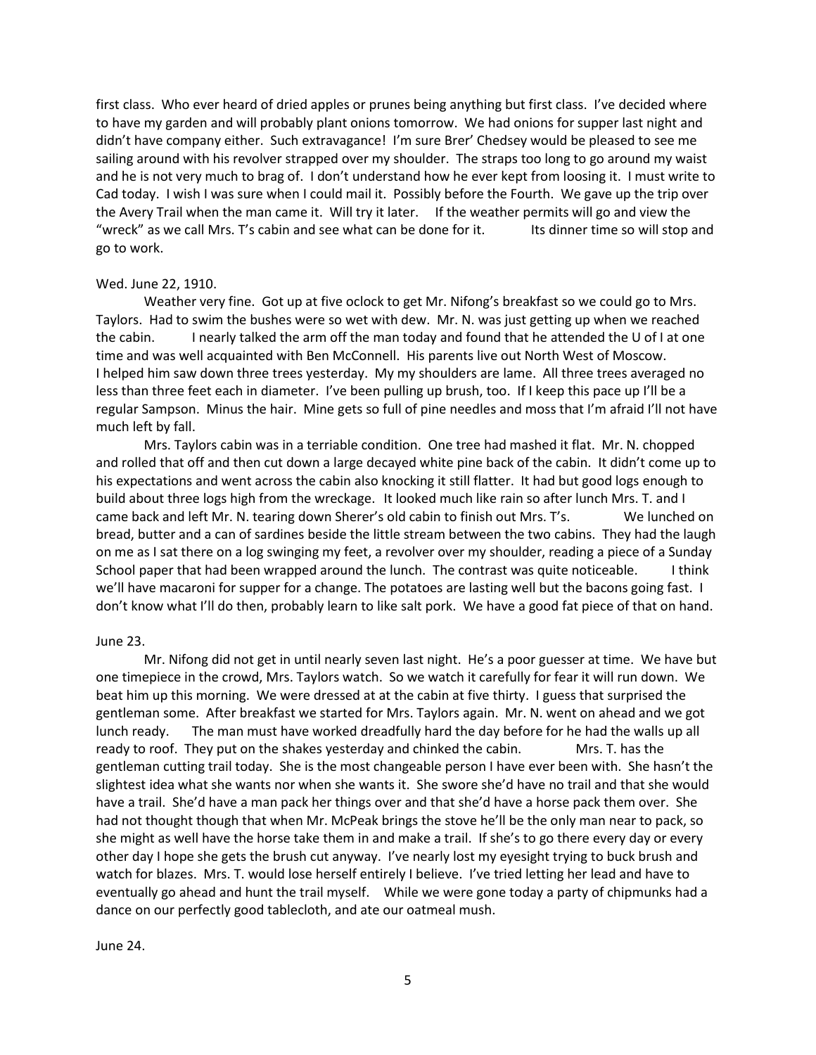first class. Who ever heard of dried apples or prunes being anything but first class. I've decided where to have my garden and will probably plant onions tomorrow. We had onions for supper last night and didn't have company either. Such extravagance! I'm sure Brer' Chedsey would be pleased to see me sailing around with his revolver strapped over my shoulder. The straps too long to go around my waist and he is not very much to brag of. I don't understand how he ever kept from loosing it. I must write to Cad today. I wish I was sure when I could mail it. Possibly before the Fourth. We gave up the trip over the Avery Trail when the man came it. Will try it later. If the weather permits will go and view the "wreck" as we call Mrs. T's cabin and see what can be done for it. Its dinner time so will stop and go to work.

Wed. June 22, 1910.

Weather very fine. Got up at five oclock to get Mr. Nifong's breakfast so we could go to Mrs. Taylors. Had to swim the bushes were so wet with dew. Mr. N. was just getting up when we reached the cabin. I nearly talked the arm off the man today and found that he attended the U of I at one time and was well acquainted with Ben McConnell. His parents live out North West of Moscow. I helped him saw down three trees yesterday. My my shoulders are lame. All three trees averaged no less than three feet each in diameter. I've been pulling up brush, too. If I keep this pace up I'll be a regular Sampson. Minus the hair. Mine gets so full of pine needles and moss that I'm afraid I'll not have much left by fall.

Mrs. Taylors cabin was in a terriable condition. One tree had mashed it flat. Mr. N. chopped and rolled that off and then cut down a large decayed white pine back of the cabin. It didn't come up to his expectations and went across the cabin also knocking it still flatter. It had but good logs enough to build about three logs high from the wreckage. It looked much like rain so after lunch Mrs. T. and I came back and left Mr. N. tearing down Sherer's old cabin to finish out Mrs. T's. We lunched on bread, butter and a can of sardines beside the little stream between the two cabins. They had the laugh on me as I sat there on a log swinging my feet, a revolver over my shoulder, reading a piece of a Sunday School paper that had been wrapped around the lunch. The contrast was quite noticeable. I think we'll have macaroni for supper for a change. The potatoes are lasting well but the bacons going fast. I don't know what I'll do then, probably learn to like salt pork. We have a good fat piece of that on hand.

June 23.

Mr. Nifong did not get in until nearly seven last night. He's a poor guesser at time. We have but one timepiece in the crowd, Mrs. Taylors watch. So we watch it carefully for fear it will run down. We beat him up this morning. We were dressed at at the cabin at five thirty. I guess that surprised the gentleman some. After breakfast we started for Mrs. Taylors again. Mr. N. went on ahead and we got lunch ready. The man must have worked dreadfully hard the day before for he had the walls up all ready to roof. They put on the shakes yesterday and chinked the cabin. Mrs. T. has the gentleman cutting trail today. She is the most changeable person I have ever been with. She hasn't the slightest idea what she wants nor when she wants it. She swore she'd have no trail and that she would have a trail. She'd have a man pack her things over and that she'd have a horse pack them over. She had not thought though that when Mr. McPeak brings the stove he'll be the only man near to pack, so she might as well have the horse take them in and make a trail. If she's to go there every day or every other day I hope she gets the brush cut anyway. I've nearly lost my eyesight trying to buck brush and watch for blazes. Mrs. T. would lose herself entirely I believe. I've tried letting her lead and have to eventually go ahead and hunt the trail myself. While we were gone today a party of chipmunks had a dance on our perfectly good tablecloth, and ate our oatmeal mush.

June 24.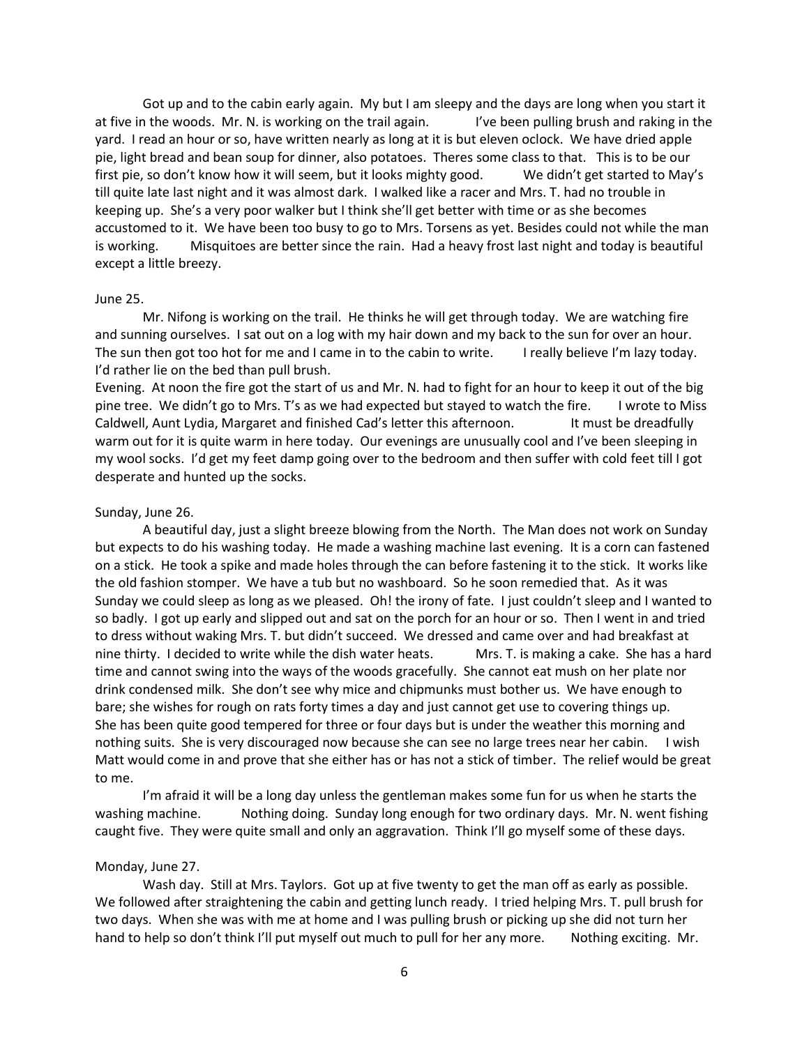Got up and to the cabin early again. My but I am sleepy and the days are long when you start it at five in the woods. Mr. N. is working on the trail again. I've been pulling brush and raking in the yard. I read an hour or so, have written nearly as long at it is but eleven oclock. We have dried apple pie, light bread and bean soup for dinner, also potatoes. Theres some class to that. This is to be our first pie, so don't know how it will seem, but it looks mighty good. We didn't get started to May's till quite late last night and it was almost dark. I walked like a racer and Mrs. T. had no trouble in keeping up. She's a very poor walker but I think she'll get better with time or as she becomes accustomed to it. We have been too busy to go to Mrs. Torsens as yet. Besides could not while the man is working. Misquitoes are better since the rain. Had a heavy frost last night and today is beautiful except a little breezy.

June 25.

Mr. Nifong is working on the trail. He thinks he will get through today. We are watching fire and sunning ourselves. I sat out on a log with my hair down and my back to the sun for over an hour. The sun then got too hot for me and I came in to the cabin to write. I really believe I'm lazy today. I'd rather lie on the bed than pull brush.

Evening. At noon the fire got the start of us and Mr. N. had to fight for an hour to keep it out of the big pine tree. We didn't go to Mrs. T's as we had expected but stayed to watch the fire. I wrote to Miss Caldwell, Aunt Lydia, Margaret and finished Cad's letter this afternoon. It must be dreadfully warm out for it is quite warm in here today. Our evenings are unusually cool and I've been sleeping in my wool socks. I'd get my feet damp going over to the bedroom and then suffer with cold feet till I got desperate and hunted up the socks.

Sunday, June 26.

A beautiful day, just a slight breeze blowing from the North. The Man does not work on Sunday but expects to do his washing today. He made a washing machine last evening. It is a corn can fastened on a stick. He took a spike and made holes through the can before fastening it to the stick. It works like the old fashion stomper. We have a tub but no washboard. So he soon remedied that. As it was Sunday we could sleep as long as we pleased. Oh! the irony of fate. I just couldn't sleep and I wanted to so badly. I got up early and slipped out and sat on the porch for an hour or so. Then I went in and tried to dress without waking Mrs. T. but didn't succeed. We dressed and came over and had breakfast at nine thirty. I decided to write while the dish water heats. Mrs. T. is making a cake. She has a hard time and cannot swing into the ways of the woods gracefully. She cannot eat mush on her plate nor drink condensed milk. She don't see why mice and chipmunks must bother us. We have enough to bare; she wishes for rough on rats forty times a day and just cannot get use to covering things up. She has been quite good tempered for three or four days but is under the weather this morning and nothing suits. She is very discouraged now because she can see no large trees near her cabin. I wish Matt would come in and prove that she either has or has not a stick of timber. The relief would be great to me.

I'm afraid it will be a long day unless the gentleman makes some fun for us when he starts the washing machine. Nothing doing. Sunday long enough for two ordinary days. Mr. N. went fishing caught five. They were quite small and only an aggravation. Think I'll go myself some of these days.

Monday, June 27.

Wash day. Still at Mrs. Taylors. Got up at five twenty to get the man off as early as possible. We followed after straightening the cabin and getting lunch ready. I tried helping Mrs. T. pull brush for two days. When she was with me at home and I was pulling brush or picking up she did not turn her hand to help so don't think I'll put myself out much to pull for her any more. Nothing exciting. Mr.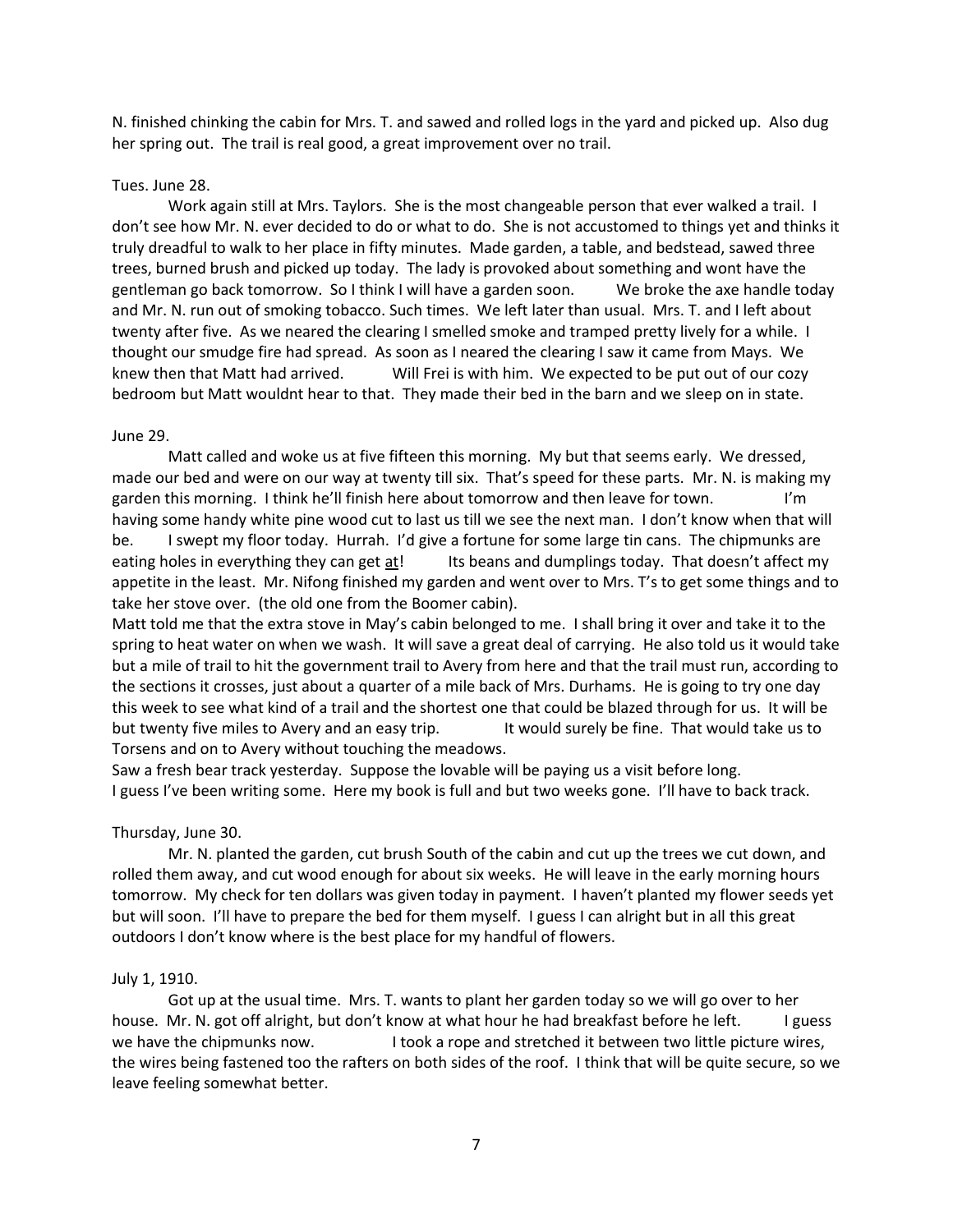N. finished chinking the cabin for Mrs. T. and sawed and rolled logs in the yard and picked up. Also dug her spring out. The trail is real good, a great improvement over no trail.

Tues. June 28.

Work again still at Mrs. Taylors. She is the most changeable person that ever walked a trail. I don't see how Mr. N. ever decided to do or what to do. She is not accustomed to things yet and thinks it truly dreadful to walk to her place in fifty minutes. Made garden, a table, and bedstead, sawed three trees, burned brush and picked up today. The lady is provoked about something and wont have the gentleman go back tomorrow. So I think I will have a garden soon. We broke the axe handle today and Mr. N. run out of smoking tobacco. Such times. We left later than usual. Mrs. T. and I left about twenty after five. As we neared the clearing I smelled smoke and tramped pretty lively for a while. I thought our smudge fire had spread. As soon as I neared the clearing I saw it came from Mays. We knew then that Matt had arrived. Will Frei is with him. We expected to be put out of our cozy bedroom but Matt wouldnt hear to that. They made their bed in the barn and we sleep on in state.

June 29.

Matt called and woke us at five fifteen this morning. My but that seems early. We dressed, made our bed and were on our way at twenty till six. That's speed for these parts. Mr. N. is making my garden this morning. I think he'll finish here about tomorrow and then leave for town. I'm having some handy white pine wood cut to last us till we see the next man. I don't know when that will be. I swept my floor today. Hurrah. I'd give a fortune for some large tin cans. The chipmunks are eating holes in everything they can get <u>at</u>! Its beans and dumplings today. That doesn't affect my appetite in the least. Mr. Nifong finished my garden and went over to Mrs. T's to get some things and to take her stove over. (the old one from the Boomer cabin).

Matt told me that the extra stove in May's cabin belonged to me. I shall bring it over and take it to the spring to heat water on when we wash. It will save a great deal of carrying. He also told us it would take but a mile of trail to hit the government trail to Avery from here and that the trail must run, according to the sections it crosses, just about a quarter of a mile back of Mrs. Durhams. He is going to try one day this week to see what kind of a trail and the shortest one that could be blazed through for us. It will be but twenty five miles to Avery and an easy trip. It would surely be fine. That would take us to Torsens and on to Avery without touching the meadows.

Saw a fresh bear track yesterday. Suppose the lovable will be paying us a visit before long.

I guess I've been writing some. Here my book is full and but two weeks gone. I'll have to back track.

Thursday, June 30.

Mr. N. planted the garden, cut brush South of the cabin and cut up the trees we cut down, and rolled them away, and cut wood enough for about six weeks. He will leave in the early morning hours tomorrow. My check for ten dollars was given today in payment. I haven't planted my flower seeds yet but will soon. I'll have to prepare the bed for them myself. I guess I can alright but in all this great outdoors I don't know where is the best place for my handful of flowers.

July 1, 1910.

Got up at the usual time. Mrs. T. wants to plant her garden today so we will go over to her house. Mr. N. got off alright, but don't know at what hour he had breakfast before he left. I guess we have the chipmunks now. I took a rope and stretched it between two little picture wires, the wires being fastened too the rafters on both sides of the roof. I think that will be quite secure, so we leave feeling somewhat better.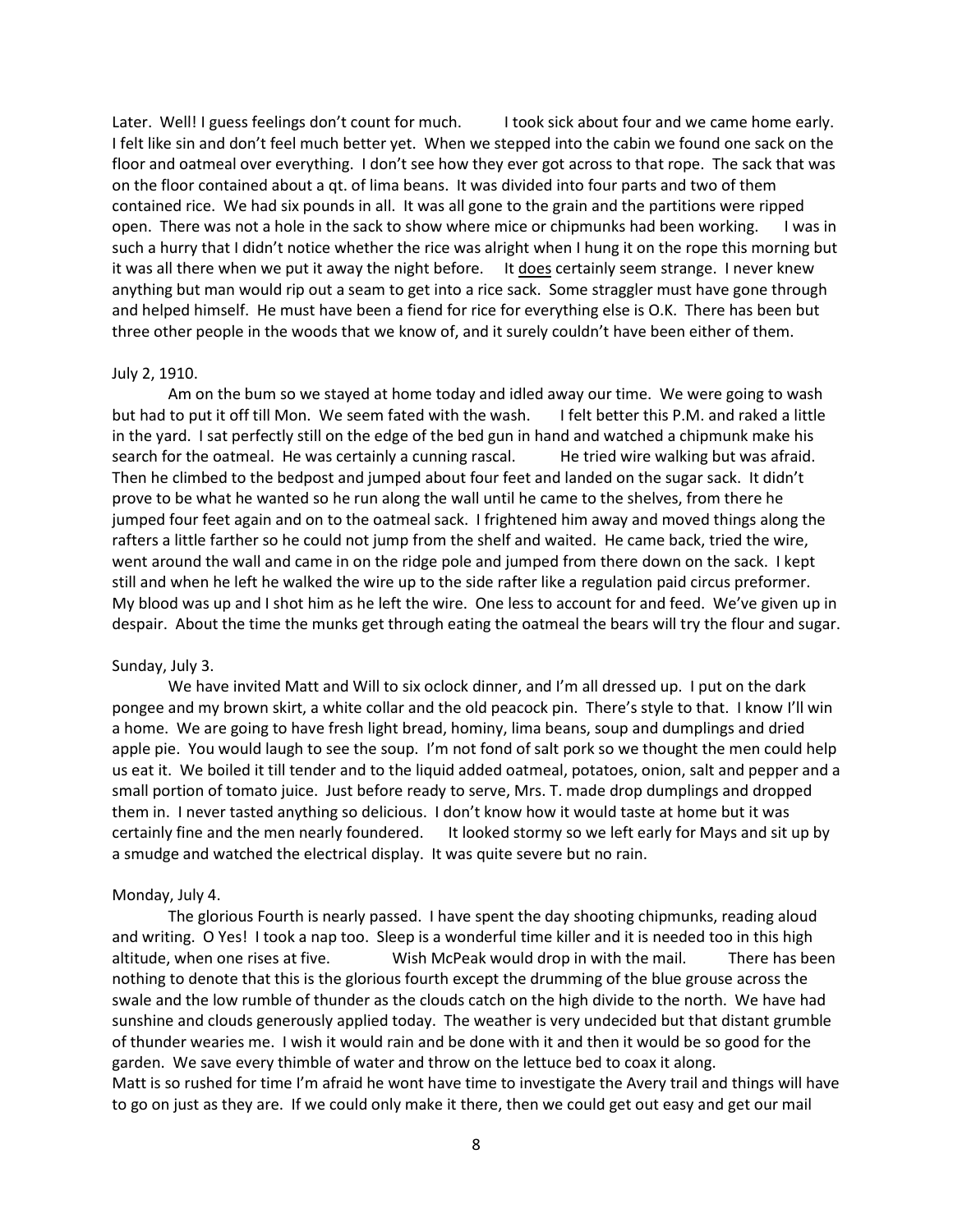Later. Well! I guess feelings don't count for much. I took sick about four and we came home early. I felt like sin and don't feel much better yet. When we stepped into the cabin we found one sack on the floor and oatmeal over everything. I don't see how they ever got across to that rope. The sack that was on the floor contained about a qt. of lima beans. It was divided into four parts and two of them contained rice. We had six pounds in all. It was all gone to the grain and the partitions were ripped open. There was not a hole in the sack to show where mice or chipmunks had been working. I was in such a hurry that I didn't notice whether the rice was alright when I hung it on the rope this morning but it was all there when we put it away the night before. It <u>does</u> certainly seem strange. I never knew anything but man would rip out a seam to get into a rice sack. Some straggler must have gone through and helped himself. He must have been a fiend for rice for everything else is O.K. There has been but three other people in the woods that we know of, and it surely couldn't have been either of them.

July 2, 1910.

Am on the bum so we stayed at home today and idled away our time. We were going to wash but had to put it off till Mon. We seem fated with the wash. I felt better this P.M. and raked a little in the yard. I sat perfectly still on the edge of the bed gun in hand and watched a chipmunk make his search for the oatmeal. He was certainly a cunning rascal. He tried wire walking but was afraid. Then he climbed to the bedpost and jumped about four feet and landed on the sugar sack. It didn't prove to be what he wanted so he run along the wall until he came to the shelves, from there he jumped four feet again and on to the oatmeal sack. I frightened him away and moved things along the rafters a little farther so he could not jump from the shelf and waited. He came back, tried the wire, went around the wall and came in on the ridge pole and jumped from there down on the sack. I kept still and when he left he walked the wire up to the side rafter like a regulation paid circus preformer. My blood was up and I shot him as he left the wire. One less to account for and feed. We've given up in despair. About the time the munks get through eating the oatmeal the bears will try the flour and sugar.

Sunday, July 3.

We have invited Matt and Will to six oclock dinner, and I'm all dressed up. I put on the dark pongee and my brown skirt, a white collar and the old peacock pin. There's style to that. I know I'll win a home. We are going to have fresh light bread, hominy, lima beans, soup and dumplings and dried apple pie. You would laugh to see the soup. I'm not fond of salt pork so we thought the men could help us eat it. We boiled it till tender and to the liquid added oatmeal, potatoes, onion, salt and pepper and a small portion of tomato juice. Just before ready to serve, Mrs. T. made drop dumplings and dropped them in. I never tasted anything so delicious. I don't know how it would taste at home but it was certainly fine and the men nearly foundered. It looked stormy so we left early for Mays and sit up by a smudge and watched the electrical display. It was quite severe but no rain.

Monday, July 4.

The glorious Fourth is nearly passed. I have spent the day shooting chipmunks, reading aloud and writing. O Yes! I took a nap too. Sleep is a wonderful time killer and it is needed too in this high altitude, when one rises at five. Wish McPeak would drop in with the mail. There has been nothing to denote that this is the glorious fourth except the drumming of the blue grouse across the swale and the low rumble of thunder as the clouds catch on the high divide to the north. We have had sunshine and clouds generously applied today. The weather is very undecided but that distant grumble of thunder wearies me. I wish it would rain and be done with it and then it would be so good for the garden. We save every thimble of water and throw on the lettuce bed to coax it along.

Matt is so rushed for time I'm afraid he wont have time to investigate the Avery trail and things will have to go on just as they are. If we could only make it there, then we could get out easy and get our mail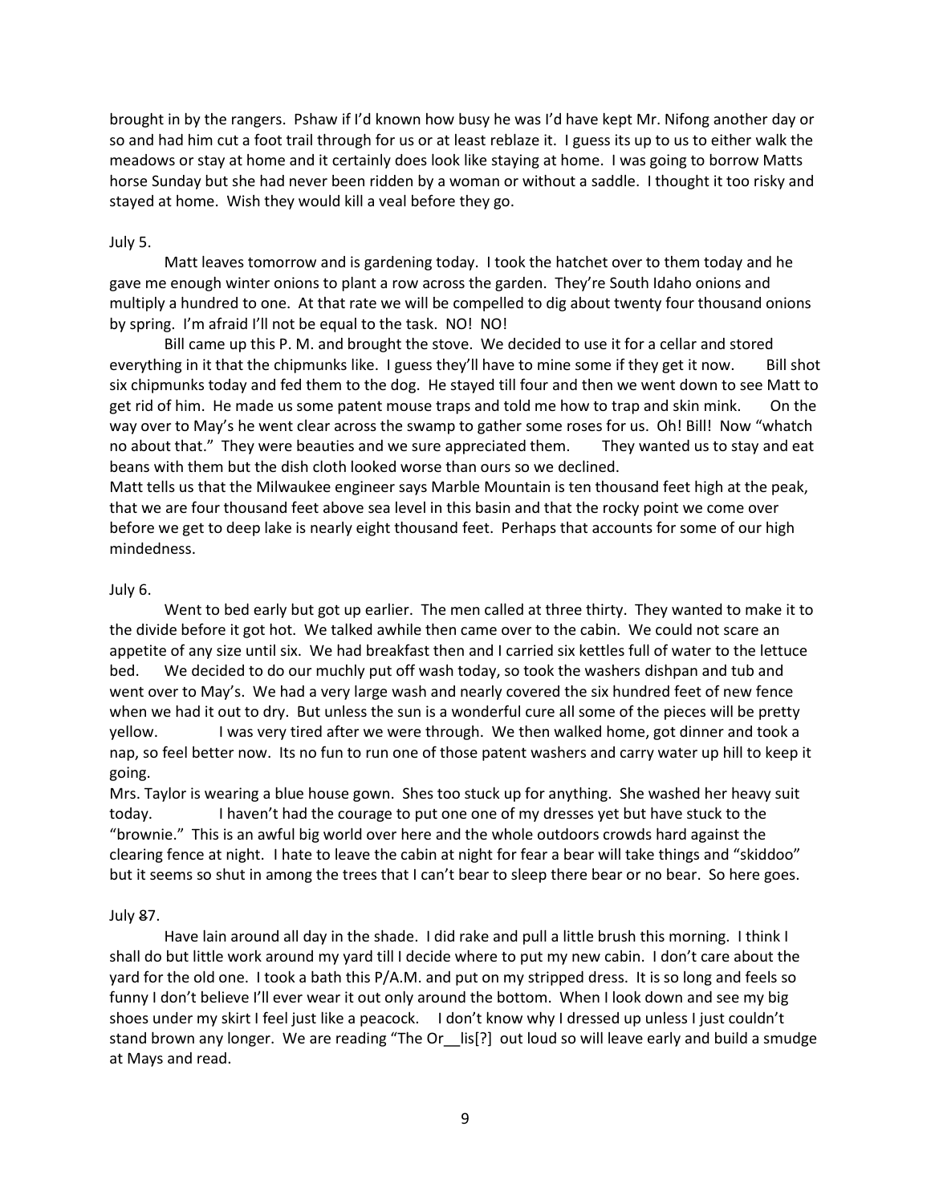brought in by the rangers. Pshaw if I'd known how busy he was I'd have kept Mr. Nifong another day or so and had him cut a foot trail through for us or at least reblaze it. I guess its up to us to either walk the meadows or stay at home and it certainly does look like staying at home. I was going to borrow Matts horse Sunday but she had never been ridden by a woman or without a saddle. I thought it too risky and stayed at home. Wish they would kill a veal before they go.

July 5.

Matt leaves tomorrow and is gardening today. I took the hatchet over to them today and he gave me enough winter onions to plant a row across the garden. They're South Idaho onions and multiply a hundred to one. At that rate we will be compelled to dig about twenty four thousand onions by spring. I'm afraid I'll not be equal to the task. NO! NO!

Bill came up this P. M. and brought the stove. We decided to use it for a cellar and stored everything in it that the chipmunks like. I guess they'll have to mine some if they get it now. Bill shot six chipmunks today and fed them to the dog. He stayed till four and then we went down to see Matt to get rid of him. He made us some patent mouse traps and told me how to trap and skin mink. On the way over to May's he went clear across the swamp to gather some roses for us. Oh! Bill! Now "whatch no about that." They were beauties and we sure appreciated them. They wanted us to stay and eat beans with them but the dish cloth looked worse than ours so we declined.

Matt tells us that the Milwaukee engineer says Marble Mountain is ten thousand feet high at the peak, that we are four thousand feet above sea level in this basin and that the rocky point we come over before we get to deep lake is nearly eight thousand feet. Perhaps that accounts for some of our high mindedness.

July 6.

Went to bed early but got up earlier. The men called at three thirty. They wanted to make it to the divide before it got hot. We talked awhile then came over to the cabin. We could not scare an appetite of any size until six. We had breakfast then and I carried six kettles full of water to the lettuce bed. We decided to do our muchly put off wash today, so took the washers dishpan and tub and went over to May's. We had a very large wash and nearly covered the six hundred feet of new fence when we had it out to dry. But unless the sun is a wonderful cure all some of the pieces will be pretty yellow. I was very tired after we were through. We then walked home, got dinner and took a nap, so feel better now. Its no fun to run one of those patent washers and carry water up hill to keep it going.

Mrs. Taylor is wearing a blue house gown. Shes too stuck up for anything. She washed her heavy suit today. I haven't had the courage to put one one of my dresses yet but have stuck to the "brownie." This is an awful big world over here and the whole outdoors crowds hard against the clearing fence at night. I hate to leave the cabin at night for fear a bear will take things and "skiddoo" but it seems so shut in among the trees that I can't bear to sleep there bear or no bear. So here goes.

July ~~8~~7.

Have lain around all day in the shade. I did rake and pull a little brush this morning. I think I shall do but little work around my yard till I decide where to put my new cabin. I don't care about the yard for the old one. I took a bath this P/A.M. and put on my stripped dress. It is so long and feels so funny I don't believe I'll ever wear it out only around the bottom. When I look down and see my big shoes under my skirt I feel just like a peacock. I don't know why I dressed up unless I just couldn't stand brown any longer. We are reading "The Or__lis[?] out loud so will leave early and build a smudge at Mays and read.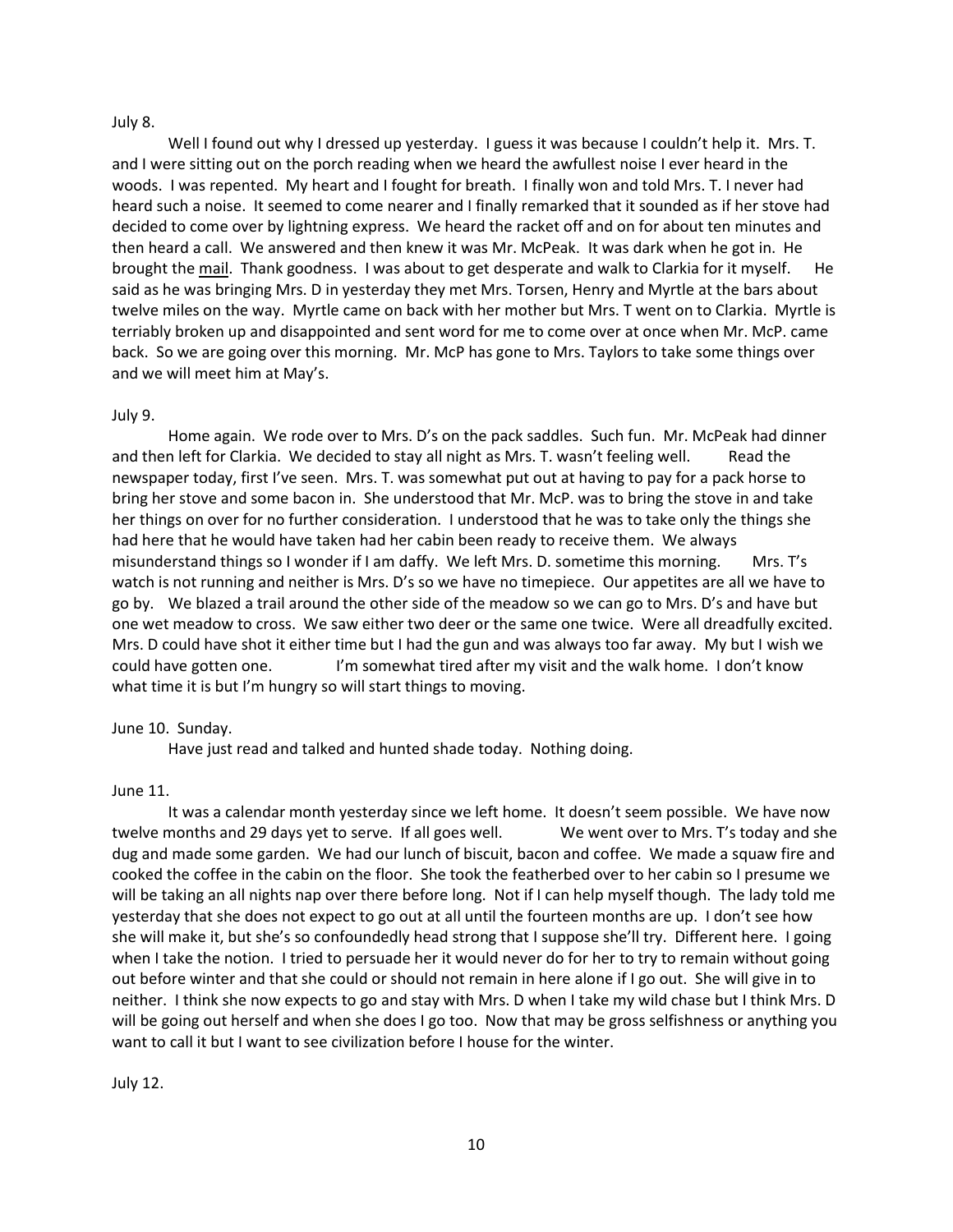July 8.

Well I found out why I dressed up yesterday. I guess it was because I couldn't help it. Mrs. T. and I were sitting out on the porch reading when we heard the awfullest noise I ever heard in the woods. I was repented. My heart and I fought for breath. I finally won and told Mrs. T. I never had heard such a noise. It seemed to come nearer and I finally remarked that it sounded as if her stove had decided to come over by lightning express. We heard the racket off and on for about ten minutes and then heard a call. We answered and then knew it was Mr. McPeak. It was dark when he got in. He brought the <u>mail</u>. Thank goodness. I was about to get desperate and walk to Clarkia for it myself. He said as he was bringing Mrs. D in yesterday they met Mrs. Torsen, Henry and Myrtle at the bars about twelve miles on the way. Myrtle came on back with her mother but Mrs. T went on to Clarkia. Myrtle is terriably broken up and disappointed and sent word for me to come over at once when Mr. McP. came back. So we are going over this morning. Mr. McP has gone to Mrs. Taylors to take some things over and we will meet him at May's.

July 9.

Home again. We rode over to Mrs. D's on the pack saddles. Such fun. Mr. McPeak had dinner and then left for Clarkia. We decided to stay all night as Mrs. T. wasn't feeling well. Read the newspaper today, first I've seen. Mrs. T. was somewhat put out at having to pay for a pack horse to bring her stove and some bacon in. She understood that Mr. McP. was to bring the stove in and take her things on over for no further consideration. I understood that he was to take only the things she had here that he would have taken had her cabin been ready to receive them. We always misunderstand things so I wonder if I am daffy. We left Mrs. D. sometime this morning. Mrs. T's watch is not running and neither is Mrs. D's so we have no timepiece. Our appetites are all we have to go by. We blazed a trail around the other side of the meadow so we can go to Mrs. D's and have but one wet meadow to cross. We saw either two deer or the same one twice. Were all dreadfully excited. Mrs. D could have shot it either time but I had the gun and was always too far away. My but I wish we could have gotten one. I'm somewhat tired after my visit and the walk home. I don't know what time it is but I'm hungry so will start things to moving.

June 10. Sunday.

Have just read and talked and hunted shade today. Nothing doing.

June 11.

It was a calendar month yesterday since we left home. It doesn't seem possible. We have now twelve months and 29 days yet to serve. If all goes well. We went over to Mrs. T's today and she dug and made some garden. We had our lunch of biscuit, bacon and coffee. We made a squaw fire and cooked the coffee in the cabin on the floor. She took the featherbed over to her cabin so I presume we will be taking an all nights nap over there before long. Not if I can help myself though. The lady told me yesterday that she does not expect to go out at all until the fourteen months are up. I don't see how she will make it, but she's so confoundedly head strong that I suppose she'll try. Different here. I going when I take the notion. I tried to persuade her it would never do for her to try to remain without going out before winter and that she could or should not remain in here alone if I go out. She will give in to neither. I think she now expects to go and stay with Mrs. D when I take my wild chase but I think Mrs. D will be going out herself and when she does I go too. Now that may be gross selfishness or anything you want to call it but I want to see civilization before I house for the winter.

July 12.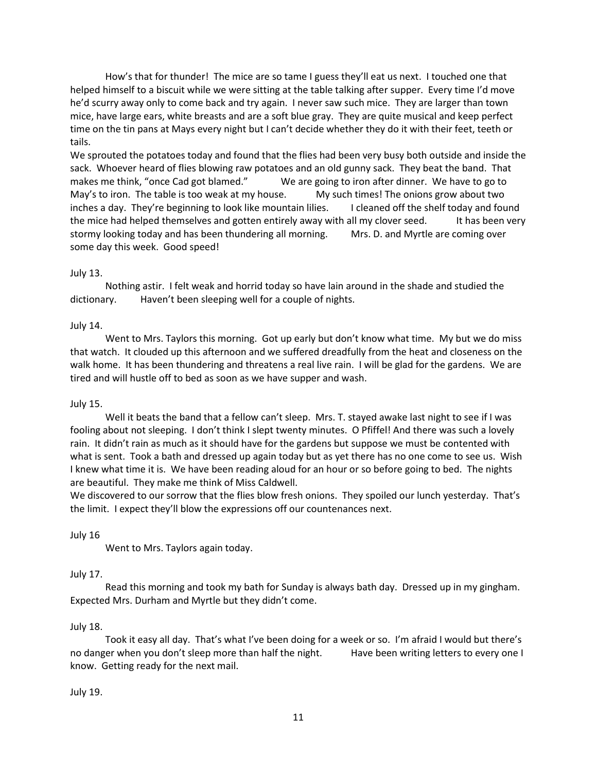How's that for thunder! The mice are so tame I guess they'll eat us next. I touched one that helped himself to a biscuit while we were sitting at the table talking after supper. Every time I'd move he'd scurry away only to come back and try again. I never saw such mice. They are larger than town mice, have large ears, white breasts and are a soft blue gray. They are quite musical and keep perfect time on the tin pans at Mays every night but I can't decide whether they do it with their feet, teeth or tails.

We sprouted the potatoes today and found that the flies had been very busy both outside and inside the sack. Whoever heard of flies blowing raw potatoes and an old gunny sack. They beat the band. That makes me think, "once Cad got blamed." We are going to iron after dinner. We have to go to May's to iron. The table is too weak at my house. My such times! The onions grow about two inches a day. They're beginning to look like mountain lilies. I cleaned off the shelf today and found the mice had helped themselves and gotten entirely away with all my clover seed. It has been very stormy looking today and has been thundering all morning. Mrs. D. and Myrtle are coming over some day this week. Good speed!

July 13.

Nothing astir. I felt weak and horrid today so have lain around in the shade and studied the dictionary. Haven't been sleeping well for a couple of nights.

July 14.

Went to Mrs. Taylors this morning. Got up early but don't know what time. My but we do miss that watch. It clouded up this afternoon and we suffered dreadfully from the heat and closeness on the walk home. It has been thundering and threatens a real live rain. I will be glad for the gardens. We are tired and will hustle off to bed as soon as we have supper and wash.

July 15.

Well it beats the band that a fellow can't sleep. Mrs. T. stayed awake last night to see if I was fooling about not sleeping. I don't think I slept twenty minutes. O Pfiffel! And there was such a lovely rain. It didn't rain as much as it should have for the gardens but suppose we must be contented with what is sent. Took a bath and dressed up again today but as yet there has no one come to see us. Wish I knew what time it is. We have been reading aloud for an hour or so before going to bed. The nights are beautiful. They make me think of Miss Caldwell.

We discovered to our sorrow that the flies blow fresh onions. They spoiled our lunch yesterday. That's the limit. I expect they'll blow the expressions off our countenances next.

July 16

Went to Mrs. Taylors again today.

July 17.

Read this morning and took my bath for Sunday is always bath day. Dressed up in my gingham. Expected Mrs. Durham and Myrtle but they didn't come.

July 18.

Took it easy all day. That's what I've been doing for a week or so. I'm afraid I would but there's no danger when you don't sleep more than half the night. Have been writing letters to every one I know. Getting ready for the next mail.

July 19.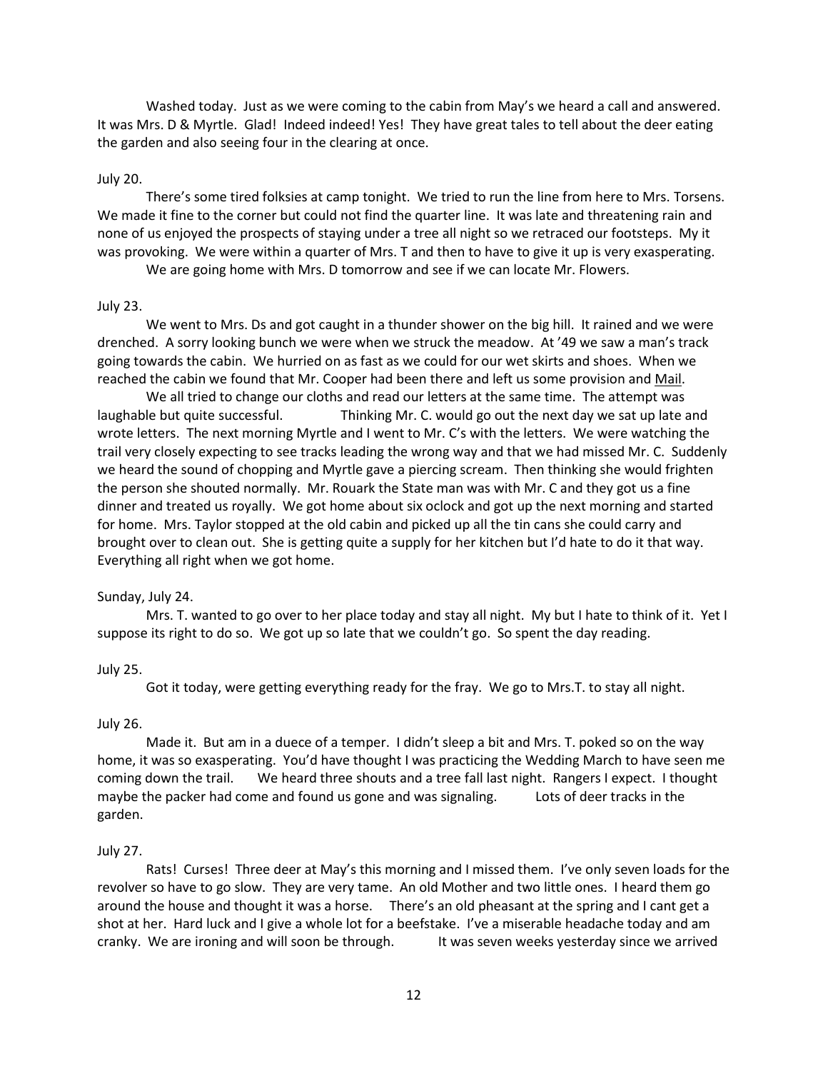Washed today. Just as we were coming to the cabin from May's we heard a call and answered. It was Mrs. D & Myrtle. Glad! Indeed indeed! Yes! They have great tales to tell about the deer eating the garden and also seeing four in the clearing at once.

July 20.

There's some tired folksies at camp tonight. We tried to run the line from here to Mrs. Torsens. We made it fine to the corner but could not find the quarter line. It was late and threatening rain and none of us enjoyed the prospects of staying under a tree all night so we retraced our footsteps. My it was provoking. We were within a quarter of Mrs. T and then to have to give it up is very exasperating.

We are going home with Mrs. D tomorrow and see if we can locate Mr. Flowers.

July 23.

We went to Mrs. Ds and got caught in a thunder shower on the big hill. It rained and we were drenched. A sorry looking bunch we were when we struck the meadow. At '49 we saw a man's track going towards the cabin. We hurried on as fast as we could for our wet skirts and shoes. When we reached the cabin we found that Mr. Cooper had been there and left us some provision and <u>Mail</u>.

We all tried to change our cloths and read our letters at the same time. The attempt was laughable but quite successful. Thinking Mr. C. would go out the next day we sat up late and wrote letters. The next morning Myrtle and I went to Mr. C's with the letters. We were watching the trail very closely expecting to see tracks leading the wrong way and that we had missed Mr. C. Suddenly we heard the sound of chopping and Myrtle gave a piercing scream. Then thinking she would frighten the person she shouted normally. Mr. Rouark the State man was with Mr. C and they got us a fine dinner and treated us royally. We got home about six oclock and got up the next morning and started for home. Mrs. Taylor stopped at the old cabin and picked up all the tin cans she could carry and brought over to clean out. She is getting quite a supply for her kitchen but I'd hate to do it that way. Everything all right when we got home.

Sunday, July 24.

Mrs. T. wanted to go over to her place today and stay all night. My but I hate to think of it. Yet I suppose its right to do so. We got up so late that we couldn't go. So spent the day reading.

July 25.

Got it today, were getting everything ready for the fray. We go to Mrs.T. to stay all night.

July 26.

Made it. But am in a duece of a temper. I didn't sleep a bit and Mrs. T. poked so on the way home, it was so exasperating. You'd have thought I was practicing the Wedding March to have seen me coming down the trail. We heard three shouts and a tree fall last night. Rangers I expect. I thought maybe the packer had come and found us gone and was signaling. Lots of deer tracks in the garden.

July 27.

Rats! Curses! Three deer at May's this morning and I missed them. I've only seven loads for the revolver so have to go slow. They are very tame. An old Mother and two little ones. I heard them go around the house and thought it was a horse. There's an old pheasant at the spring and I cant get a shot at her. Hard luck and I give a whole lot for a beefstake. I've a miserable headache today and am cranky. We are ironing and will soon be through. It was seven weeks yesterday since we arrived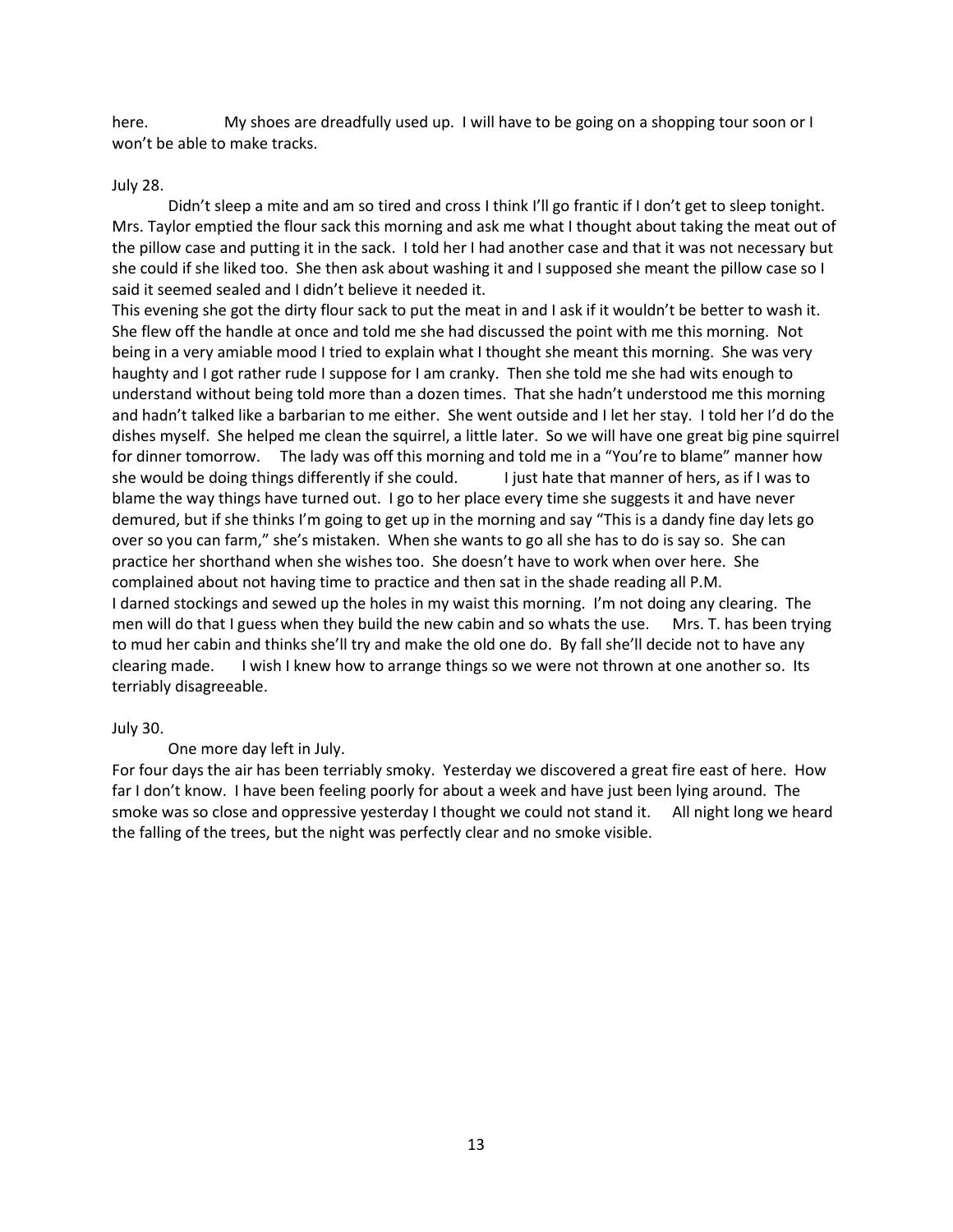here.           My shoes are dreadfully used up.  I will have to be going on a shopping tour soon or I won't be able to make tracks.

July 28.

Didn't sleep a mite and am so tired and cross I think I'll go frantic if I don't get to sleep tonight. Mrs. Taylor emptied the flour sack this morning and ask me what I thought about taking the meat out of the pillow case and putting it in the sack.  I told her I had another case and that it was not necessary but she could if she liked too.  She then ask about washing it and I supposed she meant the pillow case so I said it seemed sealed and I didn't believe it needed it.

This evening she got the dirty flour sack to put the meat in and I ask if it wouldn't be better to wash it. She flew off the handle at once and told me she had discussed the point with me this morning.  Not being in a very amiable mood I tried to explain what I thought she meant this morning.  She was very haughty and I got rather rude I suppose for I am cranky.  Then she told me she had wits enough to understand without being told more than a dozen times.  That she hadn't understood me this morning and hadn't talked like a barbarian to me either.  She went outside and I let her stay.  I told her I'd do the dishes myself.  She helped me clean the squirrel, a little later.  So we will have one great big pine squirrel for dinner tomorrow.    The lady was off this morning and told me in a "You're to blame" manner how she would be doing things differently if she could.       I just hate that manner of hers, as if I was to blame the way things have turned out.  I go to her place every time she suggests it and have never demured, but if she thinks I'm going to get up in the morning and say "This is a dandy fine day lets go over so you can farm," she's mistaken.  When she wants to go all she has to do is say so.  She can practice her shorthand when she wishes too.  She doesn't have to work when over here.  She complained about not having time to practice and then sat in the shade reading all P.M.

I darned stockings and sewed up the holes in my waist this morning.  I'm not doing any clearing.  The men will do that I guess when they build the new cabin and so whats the use.    Mrs. T. has been trying to mud her cabin and thinks she'll try and make the old one do.  By fall she'll decide not to have any clearing made.     I wish I knew how to arrange things so we were not thrown at one another so.  Its terriably disagreeable.

July 30.

One more day left in July.

For four days the air has been terriably smoky.  Yesterday we discovered a great fire east of here.  How far I don't know.  I have been feeling poorly for about a week and have just been lying around.  The smoke was so close and oppressive yesterday I thought we could not stand it.    All night long we heard the falling of the trees, but the night was perfectly clear and no smoke visible.